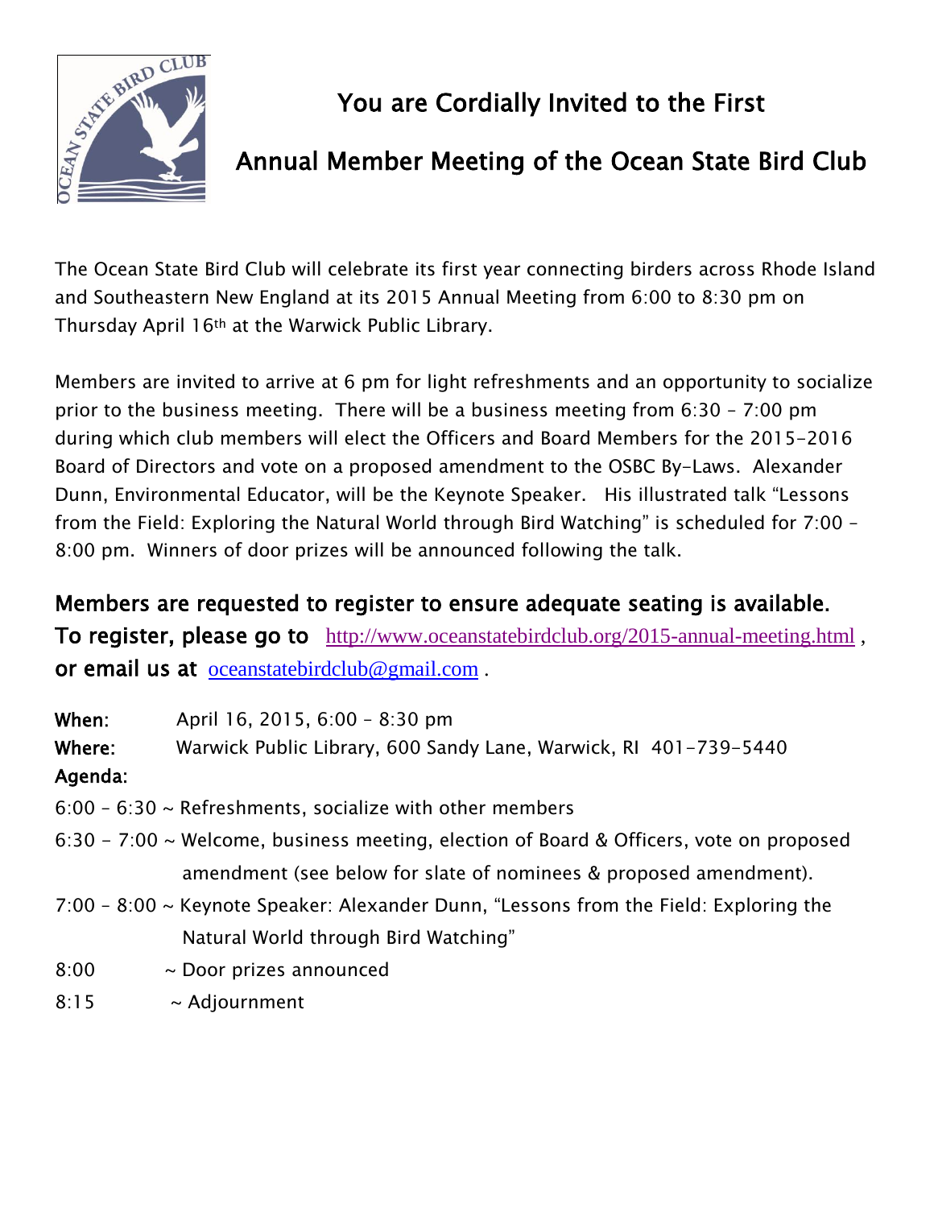# You are Cordially Invited to the First Annual Member Meeting of the Ocean State Bird Club

The Ocean State Bird Club will celebrate its first year connecting birders across Rhode Island and Southeastern New England at its 2015 Annual Meeting from 6:00 to 8:30 pm on Thursday April 16th at the Warwick Public Library.

Members are invited to arrive at 6 pm for light refreshments and an opportunity to socialize prior to the business meeting. There will be a business meeting from 6:30 – 7:00 pm during which club members will elect the Officers and Board Members for the 2015-2016 Board of Directors and vote on a proposed amendment to the OSBC By-Laws. Alexander Dunn, Environmental Educator, will be the Keynote Speaker. His illustrated talk "Lessons from the Field: Exploring the Natural World through Bird Watching" is scheduled for 7:00 – 8:00 pm. Winners of door prizes will be announced following the talk.

**Members are requested to register to ensure adequate seating is available.**
**To register, please go to** http://www.oceanstatebirdclub.org/2015-annual-meeting.html , **or email us at** oceanstatebirdclub@gmail.com .

**When:** April 16, 2015, 6:00 – 8:30 pm
**Where:** Warwick Public Library, 600 Sandy Lane, Warwick, RI 401-739-5440
**Agenda:**

6:00 – 6:30 ~ Refreshments, socialize with other members
6:30 - 7:00 ~ Welcome, business meeting, election of Board & Officers, vote on proposed amendment (see below for slate of nominees & proposed amendment).
7:00 – 8:00 ~ Keynote Speaker: Alexander Dunn, "Lessons from the Field: Exploring the Natural World through Bird Watching"
8:00 ~ Door prizes announced
8:15 ~ Adjournment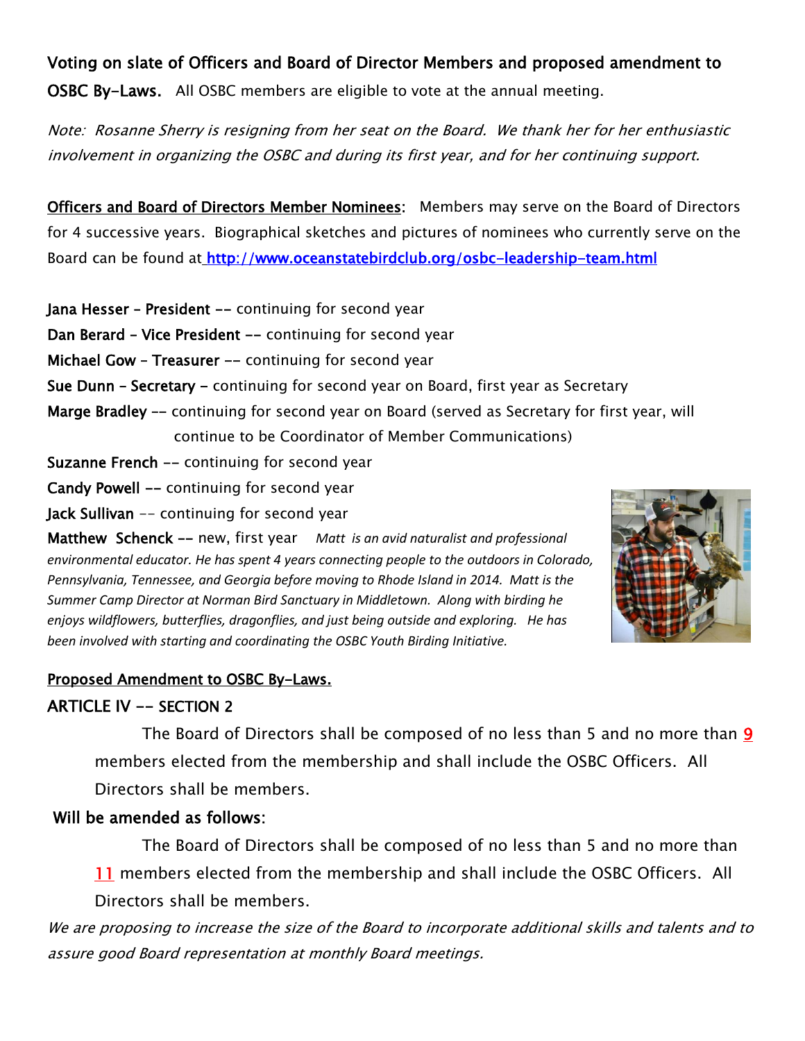**Voting on slate of Officers and Board of Director Members and proposed amendment to OSBC By-Laws.** All OSBC members are eligible to vote at the annual meeting.

*Note: Rosanne Sherry is resigning from her seat on the Board. We thank her for her enthusiastic involvement in organizing the OSBC and during its first year, and for her continuing support.*

**Officers and Board of Directors Member Nominees**: Members may serve on the Board of Directors for 4 successive years. Biographical sketches and pictures of nominees who currently serve on the Board can be found at http://www.oceanstatebirdclub.org/osbc-leadership-team.html

**Jana Hesser – President --** continuing for second year
**Dan Berard – Vice President --** continuing for second year
**Michael Gow – Treasurer --** continuing for second year
**Sue Dunn – Secretary –** continuing for second year on Board, first year as Secretary
**Marge Bradley** -- continuing for second year on Board (served as Secretary for first year, will continue to be Coordinator of Member Communications)
**Suzanne French** -- continuing for second year
**Candy Powell --** continuing for second year
**Jack Sullivan** -- continuing for second year
**Matthew Schenck --** new, first year *Matt is an avid naturalist and professional environmental educator. He has spent 4 years connecting people to the outdoors in Colorado, Pennsylvania, Tennessee, and Georgia before moving to Rhode Island in 2014. Matt is the Summer Camp Director at Norman Bird Sanctuary in Middletown. Along with birding he enjoys wildflowers, butterflies, dragonflies, and just being outside and exploring. He has been involved with starting and coordinating the OSBC Youth Birding Initiative.*

**Proposed Amendment to OSBC By-Laws.**

**ARTICLE IV -- SECTION 2**

The Board of Directors shall be composed of no less than 5 and no more than **9** members elected from the membership and shall include the OSBC Officers. All Directors shall be members.

**Will be amended as follows:**

The Board of Directors shall be composed of no less than 5 and no more than **11** members elected from the membership and shall include the OSBC Officers. All Directors shall be members.

*We are proposing to increase the size of the Board to incorporate additional skills and talents and to assure good Board representation at monthly Board meetings.*